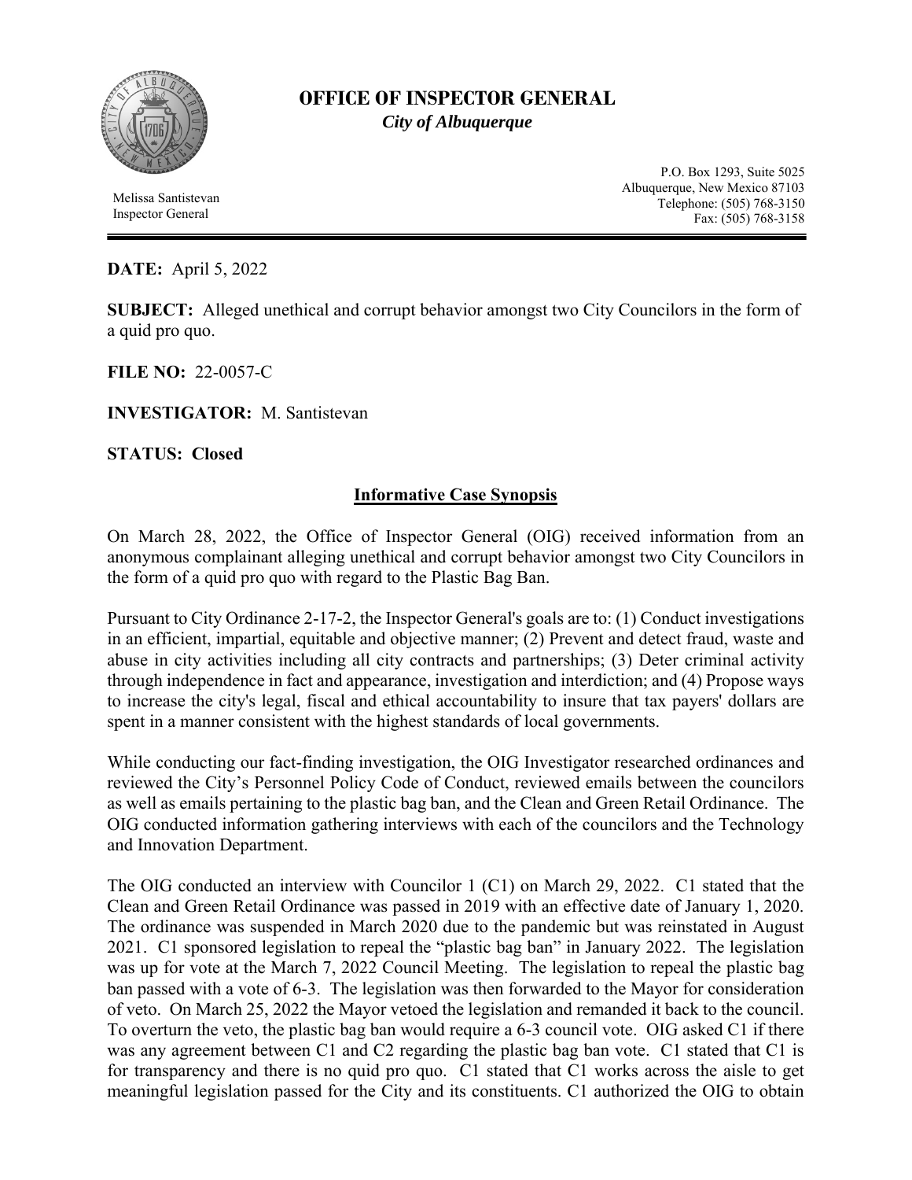# OFFICE OF INSPECTOR GENERAL

***City of Albuquerque***

Melissa Santistevan
Inspector General

P.O. Box 1293, Suite 5025
Albuquerque, New Mexico 87103
Telephone: (505) 768-3150
Fax: (505) 768-3158

---

**DATE:** April 5, 2022

**SUBJECT:** Alleged unethical and corrupt behavior amongst two City Councilors in the form of a quid pro quo.

**FILE NO:** 22-0057-C

**INVESTIGATOR:** M. Santistevan

**STATUS: Closed**

## Informative Case Synopsis

On March 28, 2022, the Office of Inspector General (OIG) received information from an anonymous complainant alleging unethical and corrupt behavior amongst two City Councilors in the form of a quid pro quo with regard to the Plastic Bag Ban.

Pursuant to City Ordinance 2-17-2, the Inspector General's goals are to: (1) Conduct investigations in an efficient, impartial, equitable and objective manner; (2) Prevent and detect fraud, waste and abuse in city activities including all city contracts and partnerships; (3) Deter criminal activity through independence in fact and appearance, investigation and interdiction; and (4) Propose ways to increase the city's legal, fiscal and ethical accountability to insure that tax payers' dollars are spent in a manner consistent with the highest standards of local governments.

While conducting our fact-finding investigation, the OIG Investigator researched ordinances and reviewed the City's Personnel Policy Code of Conduct, reviewed emails between the councilors as well as emails pertaining to the plastic bag ban, and the Clean and Green Retail Ordinance. The OIG conducted information gathering interviews with each of the councilors and the Technology and Innovation Department.

The OIG conducted an interview with Councilor 1 (C1) on March 29, 2022. C1 stated that the Clean and Green Retail Ordinance was passed in 2019 with an effective date of January 1, 2020. The ordinance was suspended in March 2020 due to the pandemic but was reinstated in August 2021. C1 sponsored legislation to repeal the "plastic bag ban" in January 2022. The legislation was up for vote at the March 7, 2022 Council Meeting. The legislation to repeal the plastic bag ban passed with a vote of 6-3. The legislation was then forwarded to the Mayor for consideration of veto. On March 25, 2022 the Mayor vetoed the legislation and remanded it back to the council. To overturn the veto, the plastic bag ban would require a 6-3 council vote. OIG asked C1 if there was any agreement between C1 and C2 regarding the plastic bag ban vote. C1 stated that C1 is for transparency and there is no quid pro quo. C1 stated that C1 works across the aisle to get meaningful legislation passed for the City and its constituents. C1 authorized the OIG to obtain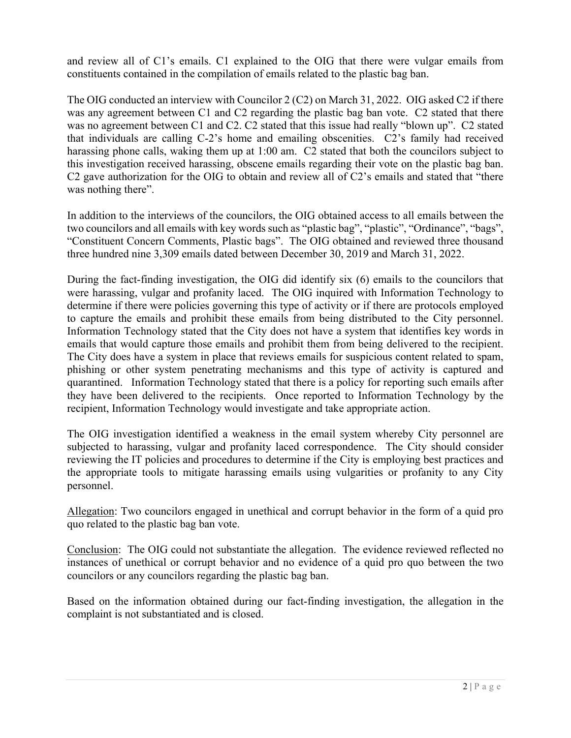and review all of C1's emails. C1 explained to the OIG that there were vulgar emails from constituents contained in the compilation of emails related to the plastic bag ban.

The OIG conducted an interview with Councilor 2 (C2) on March 31, 2022. OIG asked C2 if there was any agreement between C1 and C2 regarding the plastic bag ban vote. C2 stated that there was no agreement between C1 and C2. C2 stated that this issue had really "blown up". C2 stated that individuals are calling C-2's home and emailing obscenities. C2's family had received harassing phone calls, waking them up at 1:00 am. C2 stated that both the councilors subject to this investigation received harassing, obscene emails regarding their vote on the plastic bag ban. C2 gave authorization for the OIG to obtain and review all of C2's emails and stated that "there was nothing there".

In addition to the interviews of the councilors, the OIG obtained access to all emails between the two councilors and all emails with key words such as "plastic bag", "plastic", "Ordinance", "bags", "Constituent Concern Comments, Plastic bags". The OIG obtained and reviewed three thousand three hundred nine 3,309 emails dated between December 30, 2019 and March 31, 2022.

During the fact-finding investigation, the OIG did identify six (6) emails to the councilors that were harassing, vulgar and profanity laced. The OIG inquired with Information Technology to determine if there were policies governing this type of activity or if there are protocols employed to capture the emails and prohibit these emails from being distributed to the City personnel. Information Technology stated that the City does not have a system that identifies key words in emails that would capture those emails and prohibit them from being delivered to the recipient. The City does have a system in place that reviews emails for suspicious content related to spam, phishing or other system penetrating mechanisms and this type of activity is captured and quarantined. Information Technology stated that there is a policy for reporting such emails after they have been delivered to the recipients. Once reported to Information Technology by the recipient, Information Technology would investigate and take appropriate action.

The OIG investigation identified a weakness in the email system whereby City personnel are subjected to harassing, vulgar and profanity laced correspondence. The City should consider reviewing the IT policies and procedures to determine if the City is employing best practices and the appropriate tools to mitigate harassing emails using vulgarities or profanity to any City personnel.

<u>Allegation</u>: Two councilors engaged in unethical and corrupt behavior in the form of a quid pro quo related to the plastic bag ban vote.

<u>Conclusion</u>: The OIG could not substantiate the allegation. The evidence reviewed reflected no instances of unethical or corrupt behavior and no evidence of a quid pro quo between the two councilors or any councilors regarding the plastic bag ban.

Based on the information obtained during our fact-finding investigation, the allegation in the complaint is not substantiated and is closed.